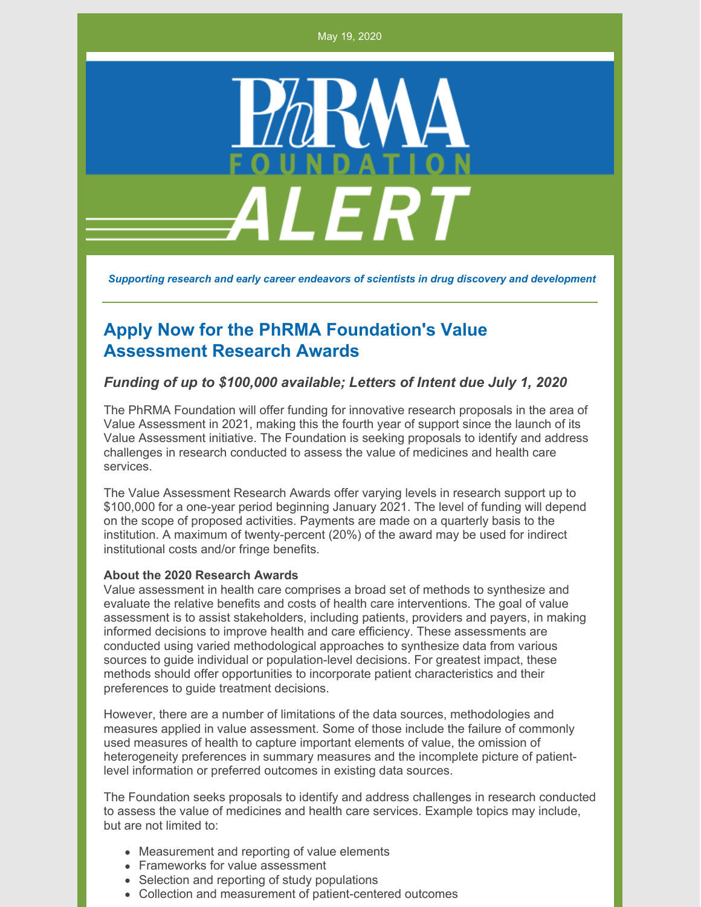May 19, 2020

PhRMA FOUNDATION ALERT

*Supporting research and early career endeavors of scientists in drug discovery and development*

## Apply Now for the PhRMA Foundation's Value Assessment Research Awards

### *Funding of up to $100,000 available; Letters of Intent due July 1, 2020*

The PhRMA Foundation will offer funding for innovative research proposals in the area of Value Assessment in 2021, making this the fourth year of support since the launch of its Value Assessment initiative. The Foundation is seeking proposals to identify and address challenges in research conducted to assess the value of medicines and health care services.

The Value Assessment Research Awards offer varying levels in research support up to $100,000 for a one-year period beginning January 2021. The level of funding will depend on the scope of proposed activities. Payments are made on a quarterly basis to the institution. A maximum of twenty-percent (20%) of the award may be used for indirect institutional costs and/or fringe benefits.

**About the 2020 Research Awards**
Value assessment in health care comprises a broad set of methods to synthesize and evaluate the relative benefits and costs of health care interventions. The goal of value assessment is to assist stakeholders, including patients, providers and payers, in making informed decisions to improve health and care efficiency. These assessments are conducted using varied methodological approaches to synthesize data from various sources to guide individual or population-level decisions. For greatest impact, these methods should offer opportunities to incorporate patient characteristics and their preferences to guide treatment decisions.

However, there are a number of limitations of the data sources, methodologies and measures applied in value assessment. Some of those include the failure of commonly used measures of health to capture important elements of value, the omission of heterogeneity preferences in summary measures and the incomplete picture of patient-level information or preferred outcomes in existing data sources.

The Foundation seeks proposals to identify and address challenges in research conducted to assess the value of medicines and health care services. Example topics may include, but are not limited to:

- Measurement and reporting of value elements
- Frameworks for value assessment
- Selection and reporting of study populations
- Collection and measurement of patient-centered outcomes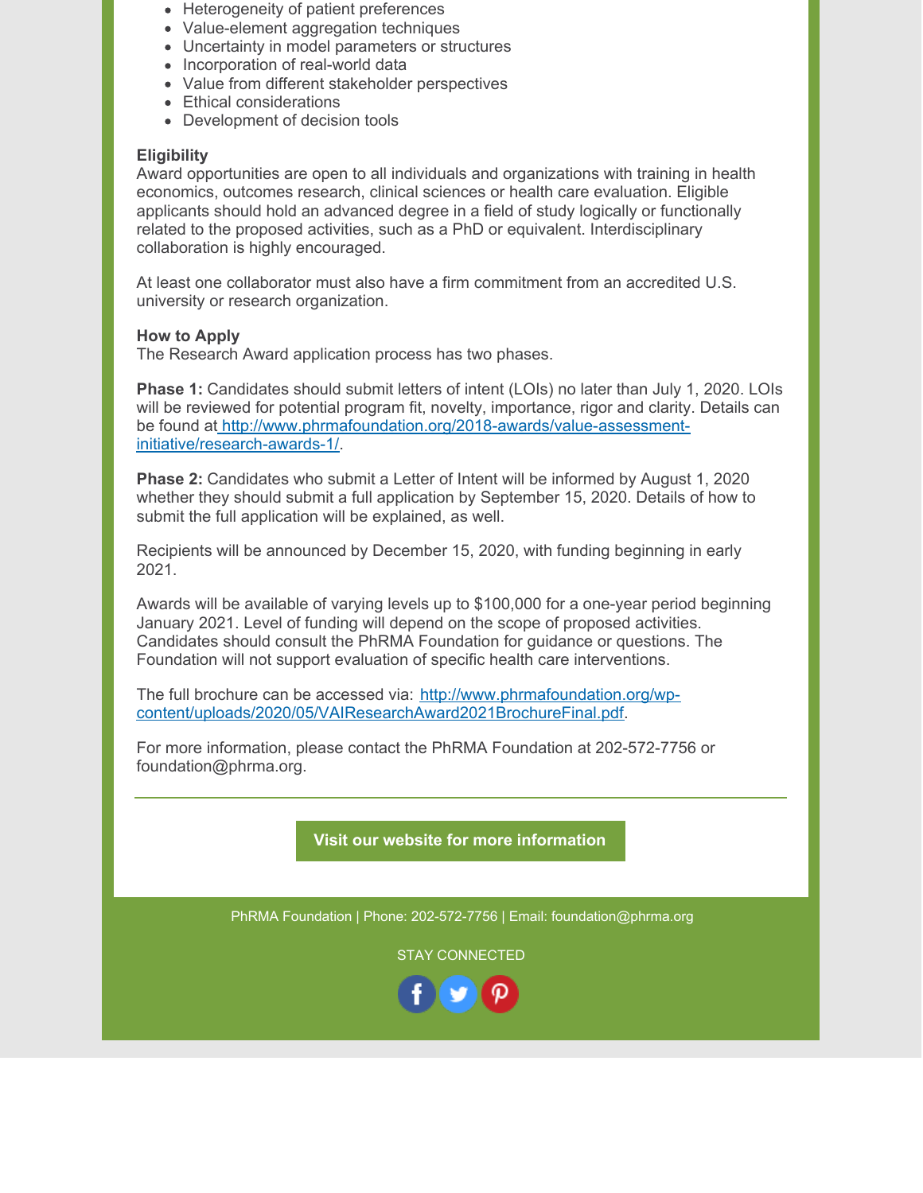- Heterogeneity of patient preferences
- Value-element aggregation techniques
- Uncertainty in model parameters or structures
- Incorporation of real-world data
- Value from different stakeholder perspectives
- Ethical considerations
- Development of decision tools

**Eligibility**
Award opportunities are open to all individuals and organizations with training in health economics, outcomes research, clinical sciences or health care evaluation. Eligible applicants should hold an advanced degree in a field of study logically or functionally related to the proposed activities, such as a PhD or equivalent. Interdisciplinary collaboration is highly encouraged.

At least one collaborator must also have a firm commitment from an accredited U.S. university or research organization.

**How to Apply**
The Research Award application process has two phases.

**Phase 1:** Candidates should submit letters of intent (LOIs) no later than July 1, 2020. LOIs will be reviewed for potential program fit, novelty, importance, rigor and clarity. Details can be found at http://www.phrmafoundation.org/2018-awards/value-assessment-initiative/research-awards-1/.

**Phase 2:** Candidates who submit a Letter of Intent will be informed by August 1, 2020 whether they should submit a full application by September 15, 2020. Details of how to submit the full application will be explained, as well.

Recipients will be announced by December 15, 2020, with funding beginning in early 2021.

Awards will be available of varying levels up to $100,000 for a one-year period beginning January 2021. Level of funding will depend on the scope of proposed activities. Candidates should consult the PhRMA Foundation for guidance or questions. The Foundation will not support evaluation of specific health care interventions.

The full brochure can be accessed via: http://www.phrmafoundation.org/wp-content/uploads/2020/05/VAIResearchAward2021BrochureFinal.pdf.

For more information, please contact the PhRMA Foundation at 202-572-7756 or foundation@phrma.org.

---

**Visit our website for more information**

PhRMA Foundation | Phone: 202-572-7756 | Email: foundation@phrma.org

STAY CONNECTED